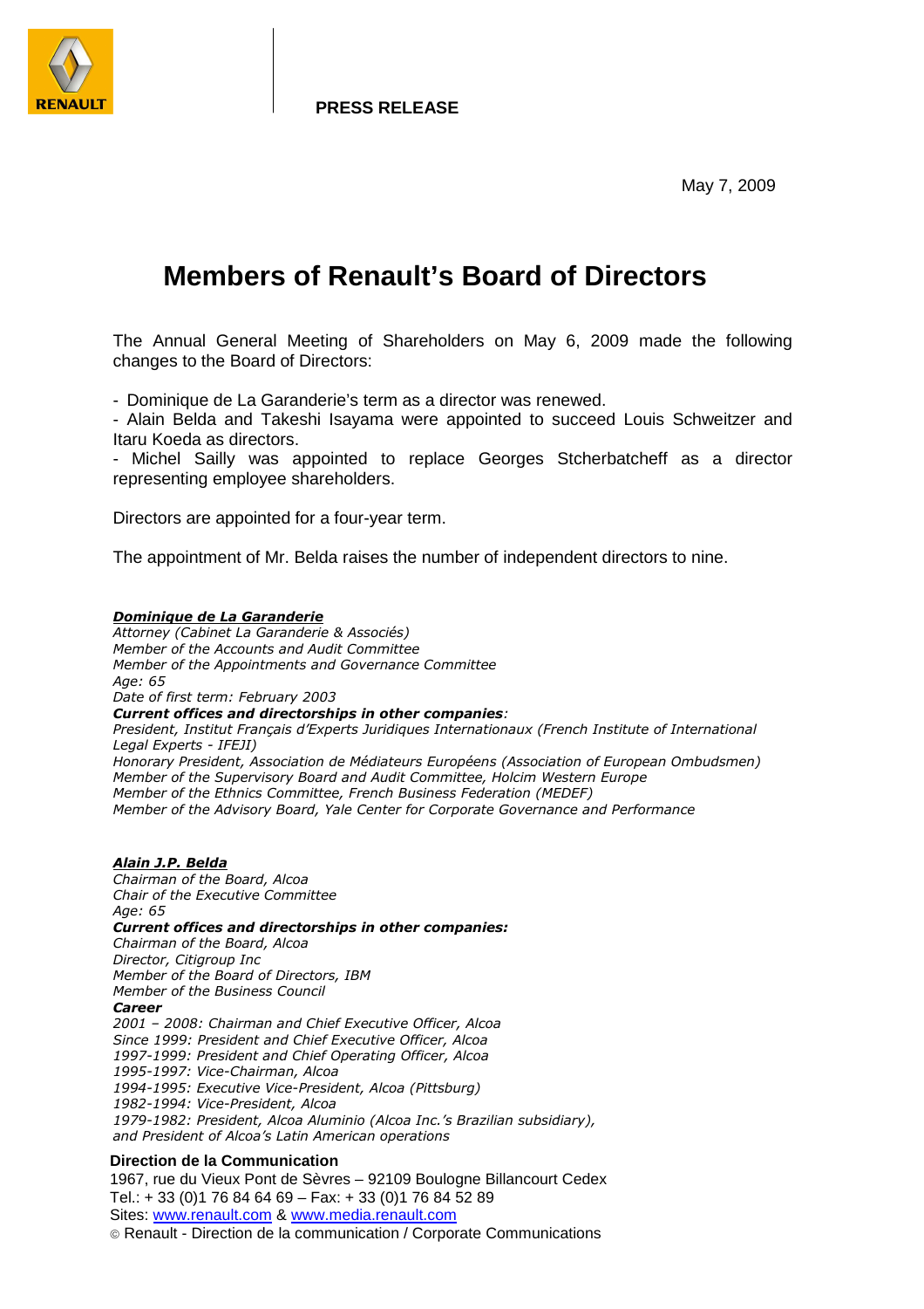RENAULT

**PRESS RELEASE**

May 7, 2009

# Members of Renault's Board of Directors

The Annual General Meeting of Shareholders on May 6, 2009 made the following changes to the Board of Directors:

- Dominique de La Garanderie's term as a director was renewed.
- Alain Belda and Takeshi Isayama were appointed to succeed Louis Schweitzer and Itaru Koeda as directors.
- Michel Sailly was appointed to replace Georges Stcherbatcheff as a director representing employee shareholders.

Directors are appointed for a four-year term.

The appointment of Mr. Belda raises the number of independent directors to nine.

***Dominique de La Garanderie***
*Attorney (Cabinet La Garanderie & Associés)*
*Member of the Accounts and Audit Committee*
*Member of the Appointments and Governance Committee*
*Age: 65*
*Date of first term: February 2003*
***Current offices and directorships in other companies**:*
*President, Institut Français d'Experts Juridiques Internationaux (French Institute of International Legal Experts - IFEJI)*
*Honorary President, Association de Médiateurs Européens (Association of European Ombudsmen)*
*Member of the Supervisory Board and Audit Committee, Holcim Western Europe*
*Member of the Ethnics Committee, French Business Federation (MEDEF)*
*Member of the Advisory Board, Yale Center for Corporate Governance and Performance*

***Alain J.P. Belda***
*Chairman of the Board, Alcoa*
*Chair of the Executive Committee*
*Age: 65*
***Current offices and directorships in other companies:***
*Chairman of the Board, Alcoa*
*Director, Citigroup Inc*
*Member of the Board of Directors, IBM*
*Member of the Business Council*
***Career***
*2001 – 2008: Chairman and Chief Executive Officer, Alcoa*
*Since 1999: President and Chief Executive Officer, Alcoa*
*1997-1999: President and Chief Operating Officer, Alcoa*
*1995-1997: Vice-Chairman, Alcoa*
*1994-1995: Executive Vice-President, Alcoa (Pittsburg)*
*1982-1994: Vice-President, Alcoa*
*1979-1982: President, Alcoa Aluminio (Alcoa Inc.'s Brazilian subsidiary), and President of Alcoa's Latin American operations*

**Direction de la Communication**
1967, rue du Vieux Pont de Sèvres – 92109 Boulogne Billancourt Cedex
Tel.: + 33 (0)1 76 84 64 69 – Fax: + 33 (0)1 76 84 52 89
Sites: www.renault.com & www.media.renault.com
© Renault - Direction de la communication / Corporate Communications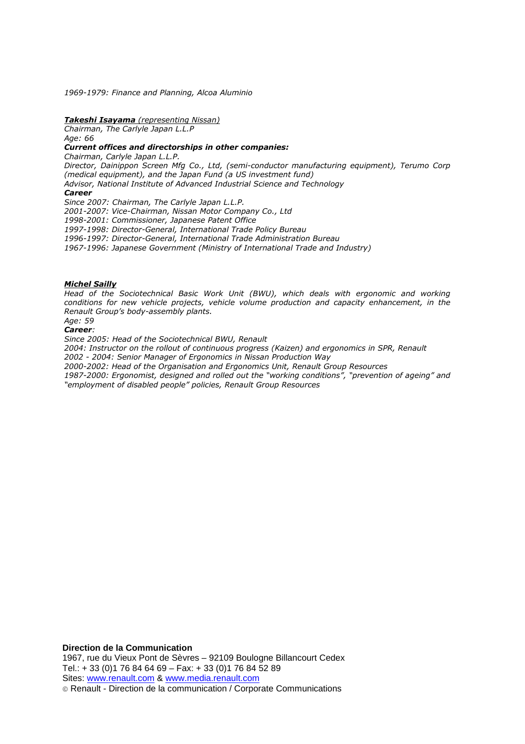*1969-1979: Finance and Planning, Alcoa Aluminio*

***Takeshi Isayama** (representing Nissan)*
*Chairman, The Carlyle Japan L.L.P*
*Age: 66*
***Current offices and directorships in other companies:***
*Chairman, Carlyle Japan L.L.P.*
*Director, Dainippon Screen Mfg Co., Ltd, (semi-conductor manufacturing equipment), Terumo Corp (medical equipment), and the Japan Fund (a US investment fund)*
*Advisor, National Institute of Advanced Industrial Science and Technology*
***Career***
*Since 2007: Chairman, The Carlyle Japan L.L.P.*
*2001-2007: Vice-Chairman, Nissan Motor Company Co., Ltd*
*1998-2001: Commissioner, Japanese Patent Office*
*1997-1998: Director-General, International Trade Policy Bureau*
*1996-1997: Director-General, International Trade Administration Bureau*
*1967-1996: Japanese Government (Ministry of International Trade and Industry)*

***Michel Sailly***
*Head of the Sociotechnical Basic Work Unit (BWU), which deals with ergonomic and working conditions for new vehicle projects, vehicle volume production and capacity enhancement, in the Renault Group's body-assembly plants.*
*Age: 59*
***Career**:*
*Since 2005: Head of the Sociotechnical BWU, Renault*
*2004: Instructor on the rollout of continuous progress (Kaizen) and ergonomics in SPR, Renault*
*2002 - 2004: Senior Manager of Ergonomics in Nissan Production Way*
*2000-2002: Head of the Organisation and Ergonomics Unit, Renault Group Resources*
*1987-2000: Ergonomist, designed and rolled out the "working conditions", "prevention of ageing" and "employment of disabled people" policies, Renault Group Resources*

**Direction de la Communication**
1967, rue du Vieux Pont de Sèvres – 92109 Boulogne Billancourt Cedex
Tel.: + 33 (0)1 76 84 64 69 – Fax: + 33 (0)1 76 84 52 89
Sites: www.renault.com & www.media.renault.com
© Renault - Direction de la communication / Corporate Communications